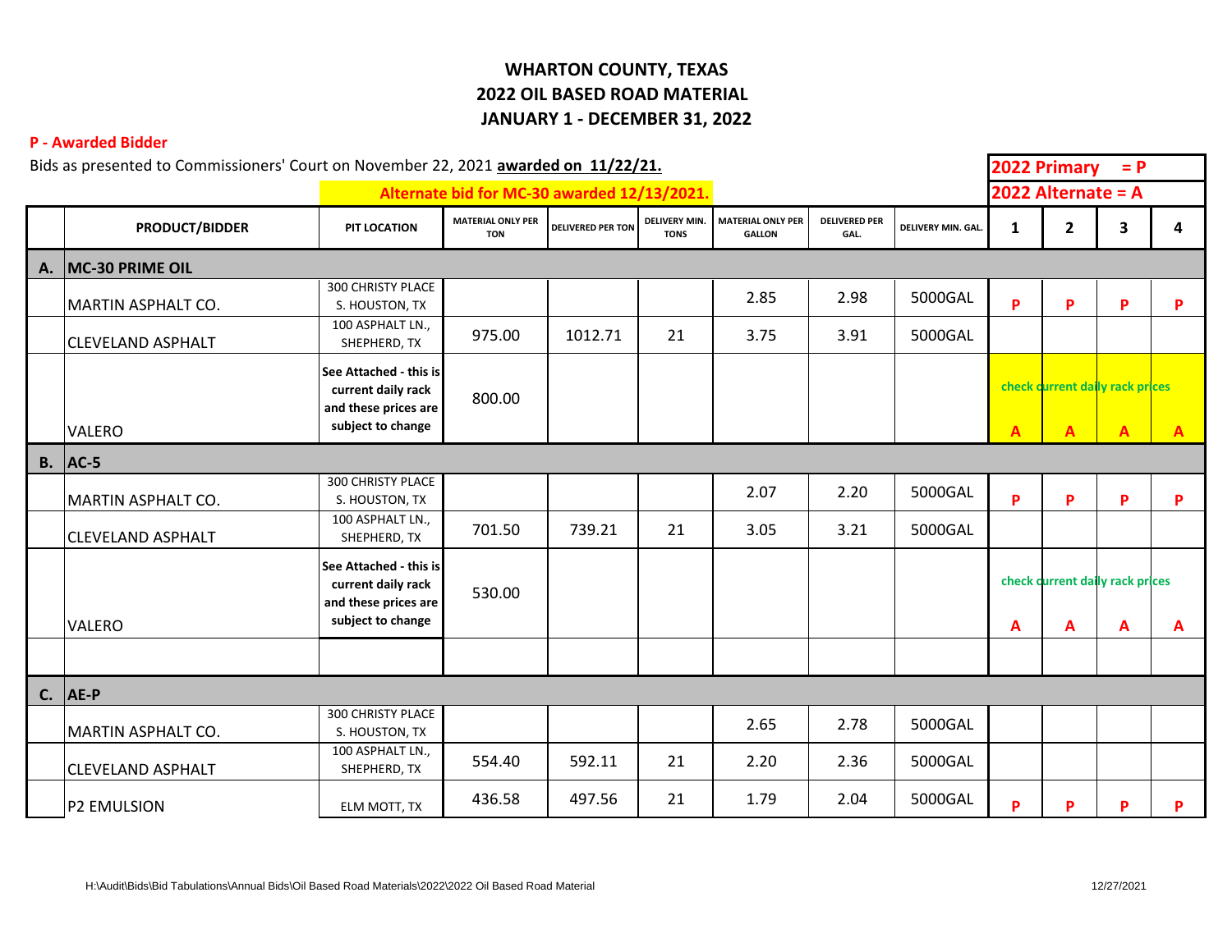# WHARTON COUNTY, TEXAS
# 2022 OIL BASED ROAD MATERIAL
# JANUARY 1 - DECEMBER 31, 2022

**P - Awarded Bidder**

Bids as presented to Commissioners' Court on November 22, 2021 **awarded on 11/22/21.**

**Alternate bid for MC-30 awarded 12/13/2021.**

**2022 Primary = P**
**2022 Alternate = A**

| | PRODUCT/BIDDER | PIT LOCATION | MATERIAL ONLY PER TON | DELIVERED PER TON | DELIVERY MIN. TONS | MATERIAL ONLY PER GALLON | DELIVERED PER GAL. | DELIVERY MIN. GAL. | 1 | 2 | 3 | 4 |
|---|---|---|---|---|---|---|---|---|---|---|---|---|
| **A.** | **MC-30 PRIME OIL** | | | | | | | | | | | |
| | MARTIN ASPHALT CO. | 300 CHRISTY PLACE S. HOUSTON, TX | | | | 2.85 | 2.98 | 5000GAL | P | P | P | P |
| | CLEVELAND ASPHALT | 100 ASPHALT LN., SHEPHERD, TX | 975.00 | 1012.71 | 21 | 3.75 | 3.91 | 5000GAL | | | | |
| | VALERO | **See Attached - this is current daily rack and these prices are subject to change** | 800.00 | | | | | | check current daily rack prices A | A | A | A |
| **B.** | **AC-5** | | | | | | | | | | | |
| | MARTIN ASPHALT CO. | 300 CHRISTY PLACE S. HOUSTON, TX | | | | 2.07 | 2.20 | 5000GAL | P | P | P | P |
| | CLEVELAND ASPHALT | 100 ASPHALT LN., SHEPHERD, TX | 701.50 | 739.21 | 21 | 3.05 | 3.21 | 5000GAL | | | | |
| | VALERO | **See Attached - this is current daily rack and these prices are subject to change** | 530.00 | | | | | | check current daily rack prices A | A | A | A |
| | | | | | | | | | | | | |
| **C.** | **AE-P** | | | | | | | | | | | |
| | MARTIN ASPHALT CO. | 300 CHRISTY PLACE S. HOUSTON, TX | | | | 2.65 | 2.78 | 5000GAL | | | | |
| | CLEVELAND ASPHALT | 100 ASPHALT LN., SHEPHERD, TX | 554.40 | 592.11 | 21 | 2.20 | 2.36 | 5000GAL | | | | |
| | P2 EMULSION | ELM MOTT, TX | 436.58 | 497.56 | 21 | 1.79 | 2.04 | 5000GAL | P | P | P | P |

H:\Audit\Bids\Bid Tabulations\Annual Bids\Oil Based Road Materials\2022\2022 Oil Based Road Material 12/27/2021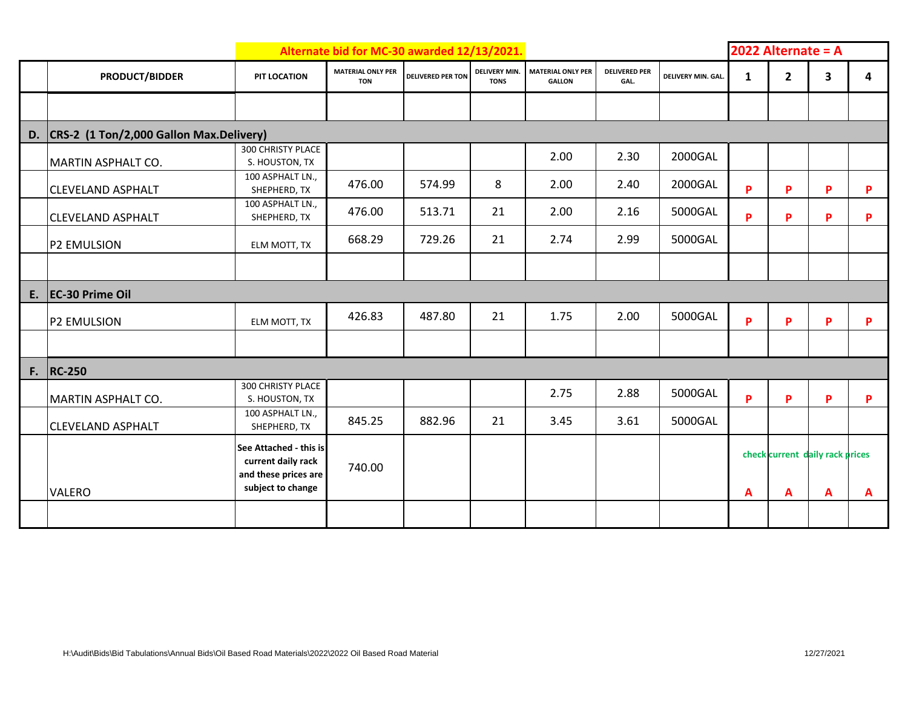Alternate bid for MC-30 awarded 12/13/2021.

2022 Alternate = A

| | PRODUCT/BIDDER | PIT LOCATION | MATERIAL ONLY PER TON | DELIVERED PER TON | DELIVERY MIN. TONS | MATERIAL ONLY PER GALLON | DELIVERED PER GAL. | DELIVERY MIN. GAL. | 1 | 2 | 3 | 4 |
|---|---|---|---|---|---|---|---|---|---|---|---|---|
| | | | | | | | | | | | | |
| D. | CRS-2 (1 Ton/2,000 Gallon Max.Delivery) | | | | | | | | | | | |
| | MARTIN ASPHALT CO. | 300 CHRISTY PLACE S. HOUSTON, TX | | | | 2.00 | 2.30 | 2000GAL | | | | |
| | CLEVELAND ASPHALT | 100 ASPHALT LN., SHEPHERD, TX | 476.00 | 574.99 | 8 | 2.00 | 2.40 | 2000GAL | P | P | P | P |
| | CLEVELAND ASPHALT | 100 ASPHALT LN., SHEPHERD, TX | 476.00 | 513.71 | 21 | 2.00 | 2.16 | 5000GAL | P | P | P | P |
| | P2 EMULSION | ELM MOTT, TX | 668.29 | 729.26 | 21 | 2.74 | 2.99 | 5000GAL | | | | |
| | | | | | | | | | | | | |
| E. | EC-30 Prime Oil | | | | | | | | | | | |
| | P2 EMULSION | ELM MOTT, TX | 426.83 | 487.80 | 21 | 1.75 | 2.00 | 5000GAL | P | P | P | P |
| | | | | | | | | | | | | |
| F. | RC-250 | | | | | | | | | | | |
| | MARTIN ASPHALT CO. | 300 CHRISTY PLACE S. HOUSTON, TX | | | | 2.75 | 2.88 | 5000GAL | P | P | P | P |
| | CLEVELAND ASPHALT | 100 ASPHALT LN., SHEPHERD, TX | 845.25 | 882.96 | 21 | 3.45 | 3.61 | 5000GAL | | | | |
| | VALERO | **See Attached - this is current daily rack and these prices are subject to change** | 740.00 | | | | | | check current daily rack prices A | A | A | A |
| | | | | | | | | | | | | |

H:\Audit\Bids\Bid Tabulations\Annual Bids\Oil Based Road Materials\2022\2022 Oil Based Road Material

12/27/2021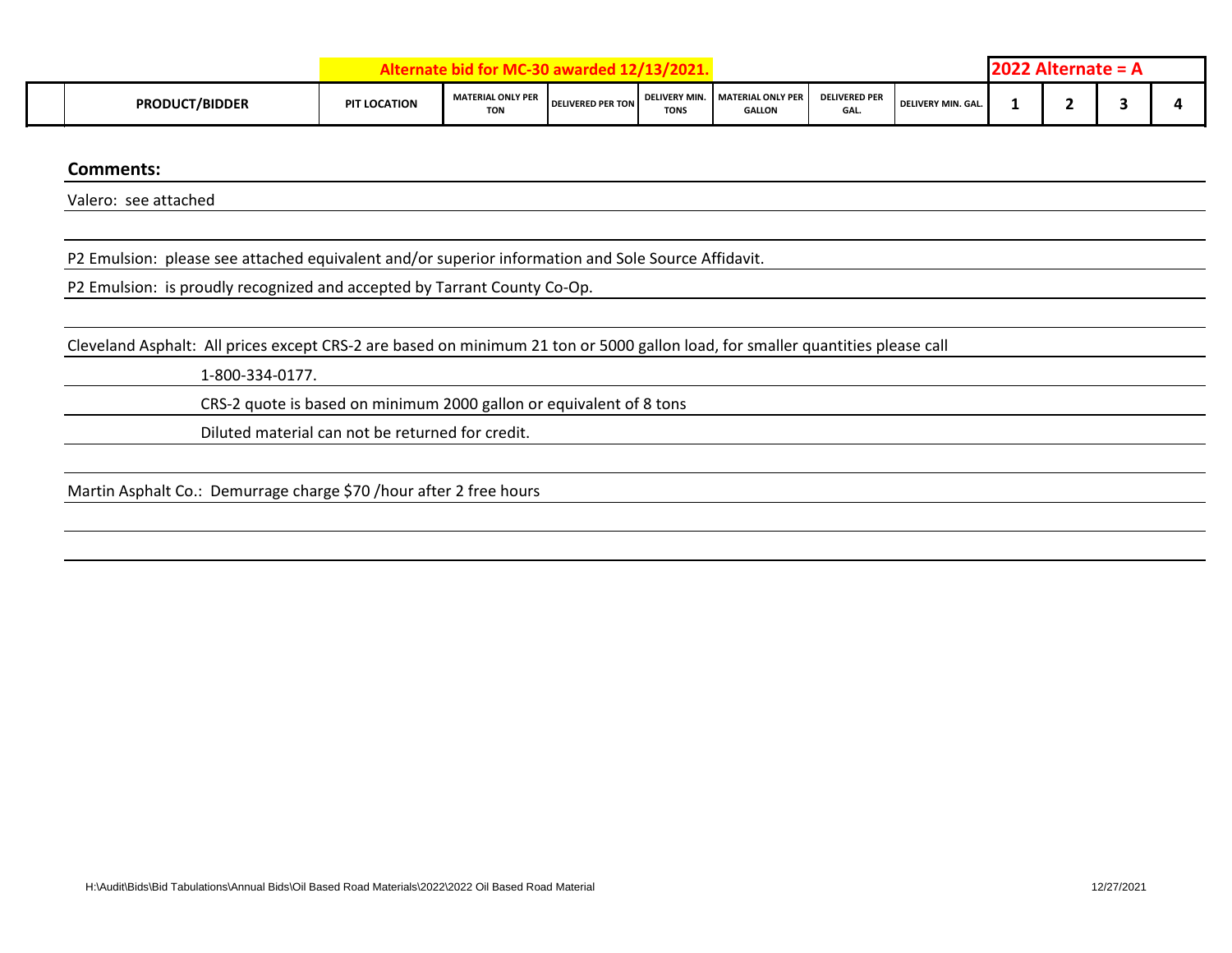| | | Alternate bid for MC-30 awarded 12/13/2021. | | | | | | | 2022 Alternate = A | | | |
|---|---|---|---|---|---|---|---|---|---|---|---|---|
| | PRODUCT/BIDDER | PIT LOCATION | MATERIAL ONLY PER TON | DELIVERED PER TON | DELIVERY MIN. TONS | MATERIAL ONLY PER GALLON | DELIVERED PER GAL. | DELIVERY MIN. GAL. | 1 | 2 | 3 | 4 |

**Comments:**

Valero: see attached

P2 Emulsion: please see attached equivalent and/or superior information and Sole Source Affidavit.

P2 Emulsion: is proudly recognized and accepted by Tarrant County Co-Op.

Cleveland Asphalt: All prices except CRS-2 are based on minimum 21 ton or 5000 gallon load, for smaller quantities please call

1-800-334-0177.

CRS-2 quote is based on minimum 2000 gallon or equivalent of 8 tons

Diluted material can not be returned for credit.

Martin Asphalt Co.: Demurrage charge $70 /hour after 2 free hours

H:\Audit\Bids\Bid Tabulations\Annual Bids\Oil Based Road Materials\2022\2022 Oil Based Road Material 12/27/2021